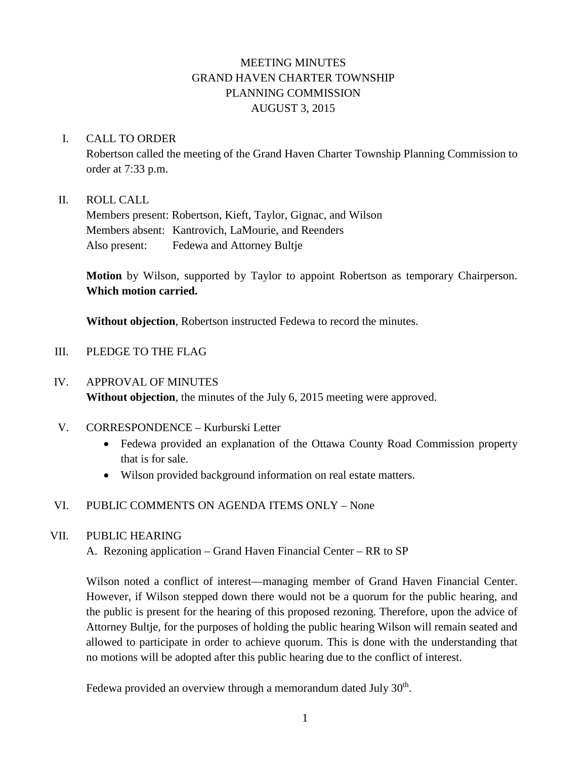# MEETING MINUTES
# GRAND HAVEN CHARTER TOWNSHIP
# PLANNING COMMISSION
# AUGUST 3, 2015

I. CALL TO ORDER

Robertson called the meeting of the Grand Haven Charter Township Planning Commission to order at 7:33 p.m.

II. ROLL CALL

Members present: Robertson, Kieft, Taylor, Gignac, and Wilson
Members absent: Kantrovich, LaMourie, and Reenders
Also present: Fedewa and Attorney Bultje

**Motion** by Wilson, supported by Taylor to appoint Robertson as temporary Chairperson. **Which motion carried.**

**Without objection**, Robertson instructed Fedewa to record the minutes.

III. PLEDGE TO THE FLAG

IV. APPROVAL OF MINUTES

**Without objection**, the minutes of the July 6, 2015 meeting were approved.

V. CORRESPONDENCE – Kurburski Letter

- Fedewa provided an explanation of the Ottawa County Road Commission property that is for sale.
- Wilson provided background information on real estate matters.

VI. PUBLIC COMMENTS ON AGENDA ITEMS ONLY – None

VII. PUBLIC HEARING

A. Rezoning application – Grand Haven Financial Center – RR to SP

Wilson noted a conflict of interest—managing member of Grand Haven Financial Center. However, if Wilson stepped down there would not be a quorum for the public hearing, and the public is present for the hearing of this proposed rezoning. Therefore, upon the advice of Attorney Bultje, for the purposes of holding the public hearing Wilson will remain seated and allowed to participate in order to achieve quorum. This is done with the understanding that no motions will be adopted after this public hearing due to the conflict of interest.

Fedewa provided an overview through a memorandum dated July 30th.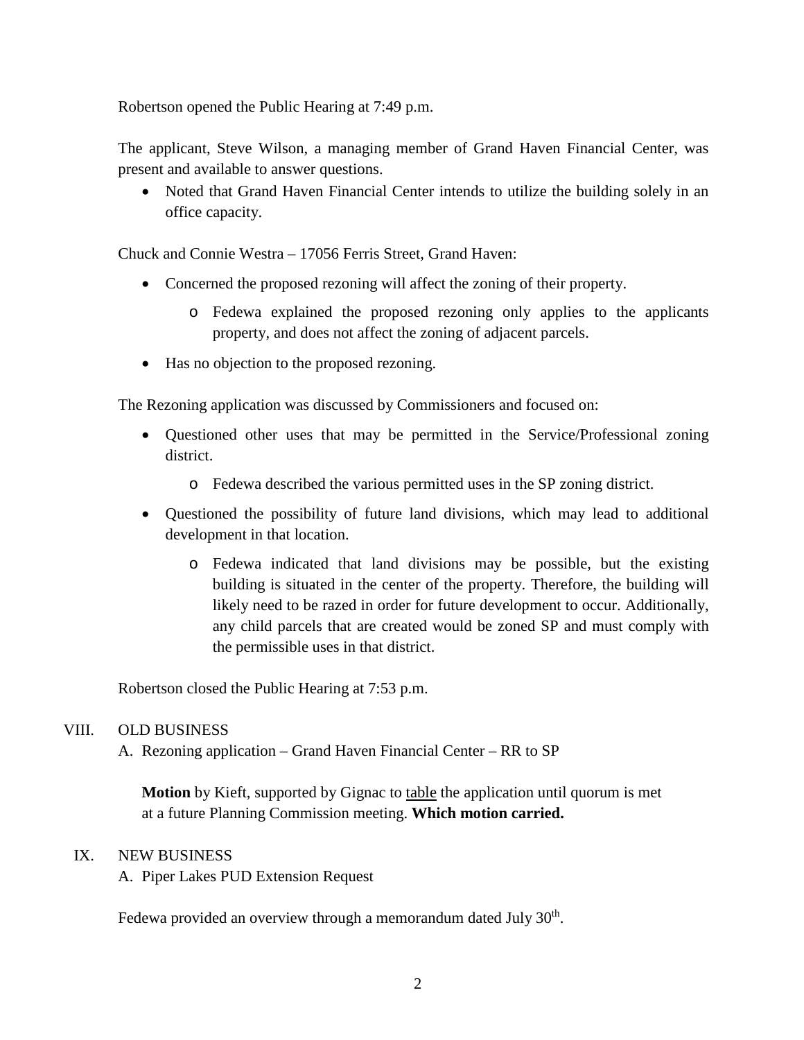Robertson opened the Public Hearing at 7:49 p.m.

The applicant, Steve Wilson, a managing member of Grand Haven Financial Center, was present and available to answer questions.

- Noted that Grand Haven Financial Center intends to utilize the building solely in an office capacity.

Chuck and Connie Westra – 17056 Ferris Street, Grand Haven:

- Concerned the proposed rezoning will affect the zoning of their property.
  - Fedewa explained the proposed rezoning only applies to the applicants property, and does not affect the zoning of adjacent parcels.
- Has no objection to the proposed rezoning.

The Rezoning application was discussed by Commissioners and focused on:

- Questioned other uses that may be permitted in the Service/Professional zoning district.
  - Fedewa described the various permitted uses in the SP zoning district.
- Questioned the possibility of future land divisions, which may lead to additional development in that location.
  - Fedewa indicated that land divisions may be possible, but the existing building is situated in the center of the property. Therefore, the building will likely need to be razed in order for future development to occur. Additionally, any child parcels that are created would be zoned SP and must comply with the permissible uses in that district.

Robertson closed the Public Hearing at 7:53 p.m.

VIII. OLD BUSINESS

A. Rezoning application – Grand Haven Financial Center – RR to SP

**Motion** by Kieft, supported by Gignac to table the application until quorum is met at a future Planning Commission meeting. **Which motion carried.**

IX. NEW BUSINESS

A. Piper Lakes PUD Extension Request

Fedewa provided an overview through a memorandum dated July 30th.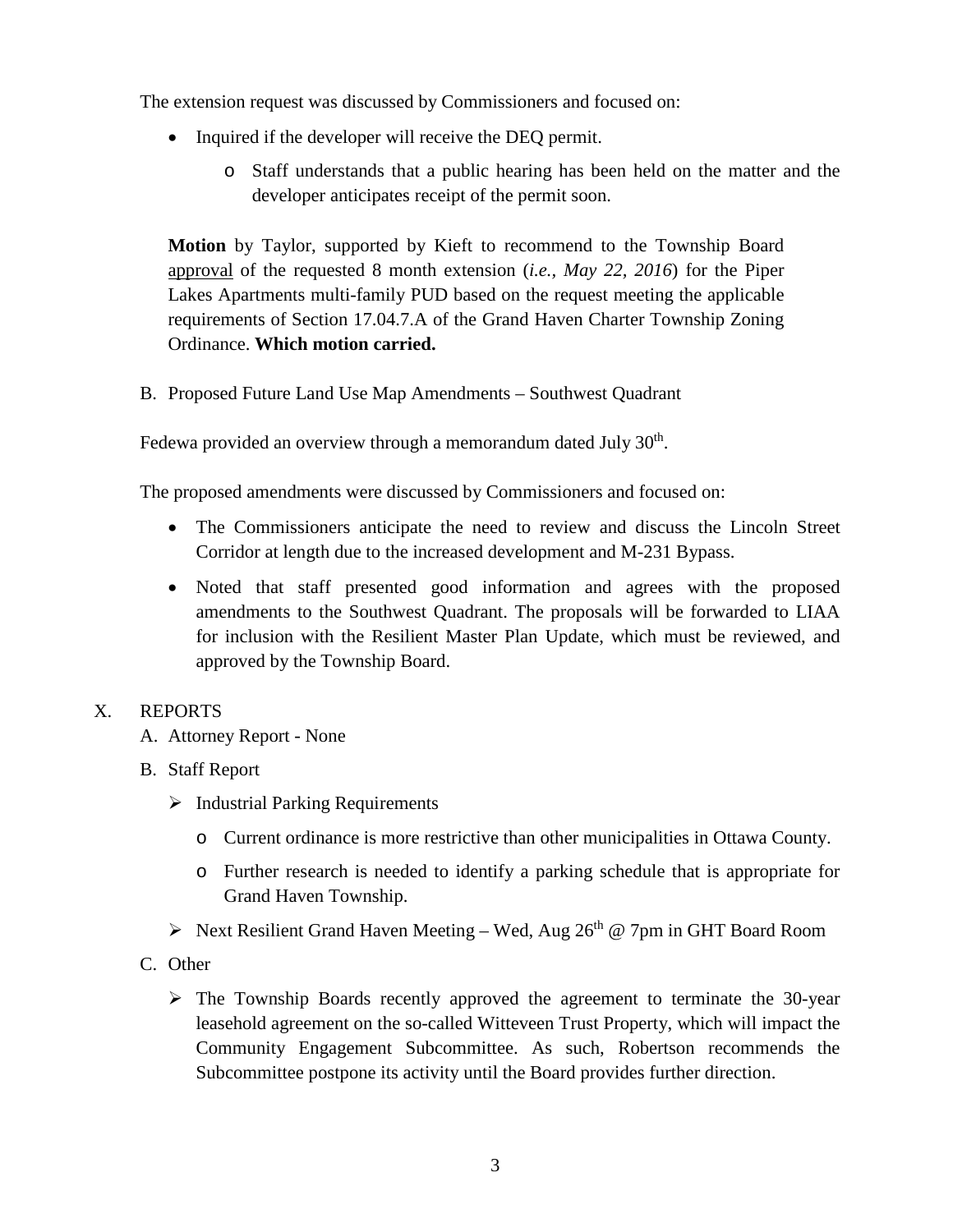The extension request was discussed by Commissioners and focused on:

- Inquired if the developer will receive the DEQ permit.
  - Staff understands that a public hearing has been held on the matter and the developer anticipates receipt of the permit soon.

> **Motion** by Taylor, supported by Kieft to recommend to the Township Board approval of the requested 8 month extension (*i.e., May 22, 2016*) for the Piper Lakes Apartments multi-family PUD based on the request meeting the applicable requirements of Section 17.04.7.A of the Grand Haven Charter Township Zoning Ordinance. **Which motion carried.**

B. Proposed Future Land Use Map Amendments – Southwest Quadrant

Fedewa provided an overview through a memorandum dated July 30th.

The proposed amendments were discussed by Commissioners and focused on:

- The Commissioners anticipate the need to review and discuss the Lincoln Street Corridor at length due to the increased development and M-231 Bypass.
- Noted that staff presented good information and agrees with the proposed amendments to the Southwest Quadrant. The proposals will be forwarded to LIAA for inclusion with the Resilient Master Plan Update, which must be reviewed, and approved by the Township Board.

## X. REPORTS

A. Attorney Report - None

B. Staff Report

- Industrial Parking Requirements
  - Current ordinance is more restrictive than other municipalities in Ottawa County.
  - Further research is needed to identify a parking schedule that is appropriate for Grand Haven Township.
- Next Resilient Grand Haven Meeting – Wed, Aug 26th @ 7pm in GHT Board Room

C. Other

- The Township Boards recently approved the agreement to terminate the 30-year leasehold agreement on the so-called Witteveen Trust Property, which will impact the Community Engagement Subcommittee. As such, Robertson recommends the Subcommittee postpone its activity until the Board provides further direction.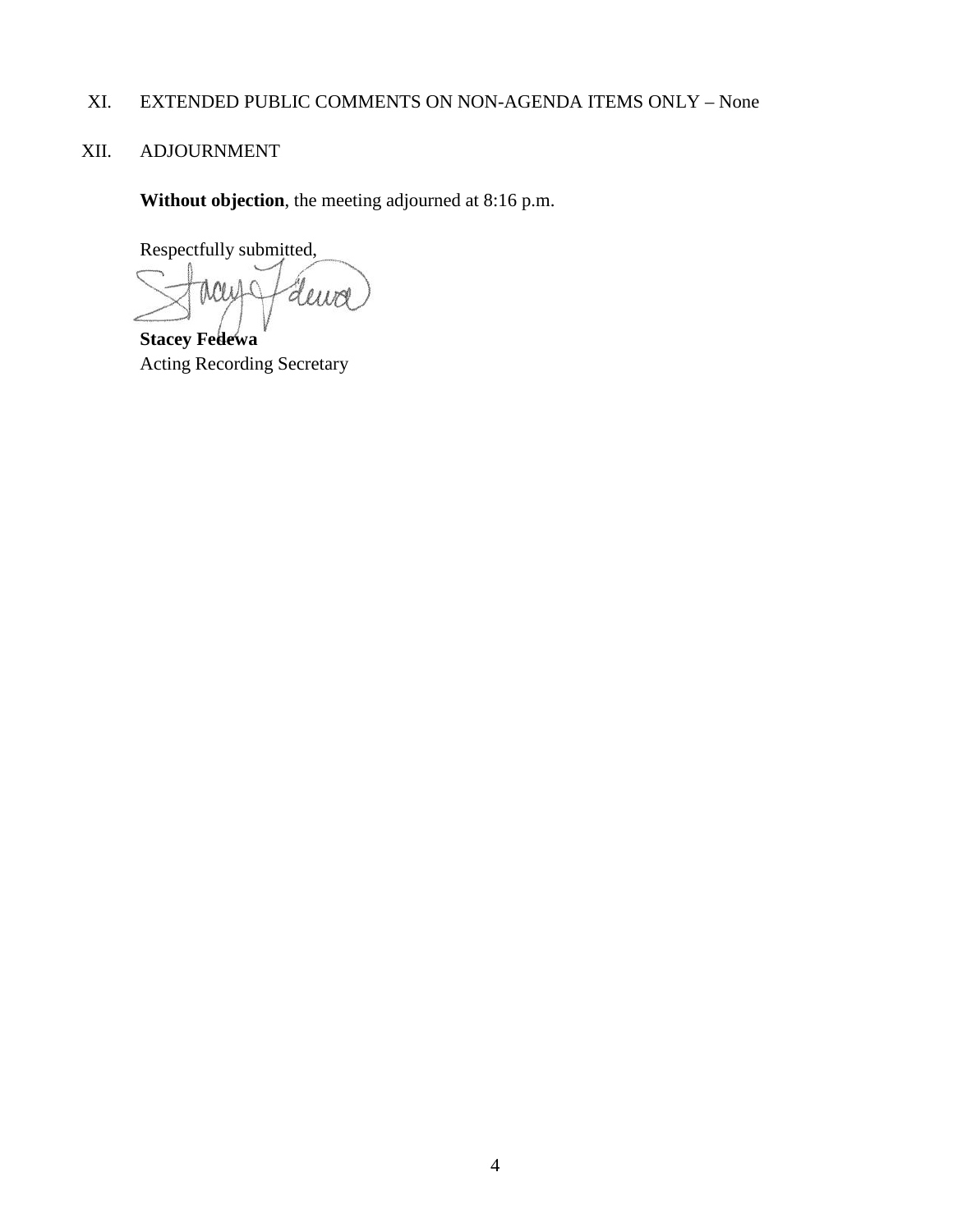XI. EXTENDED PUBLIC COMMENTS ON NON-AGENDA ITEMS ONLY – None

XII. ADJOURNMENT

**Without objection**, the meeting adjourned at 8:16 p.m.

Respectfully submitted,

**Stacey Fedewa**
Acting Recording Secretary